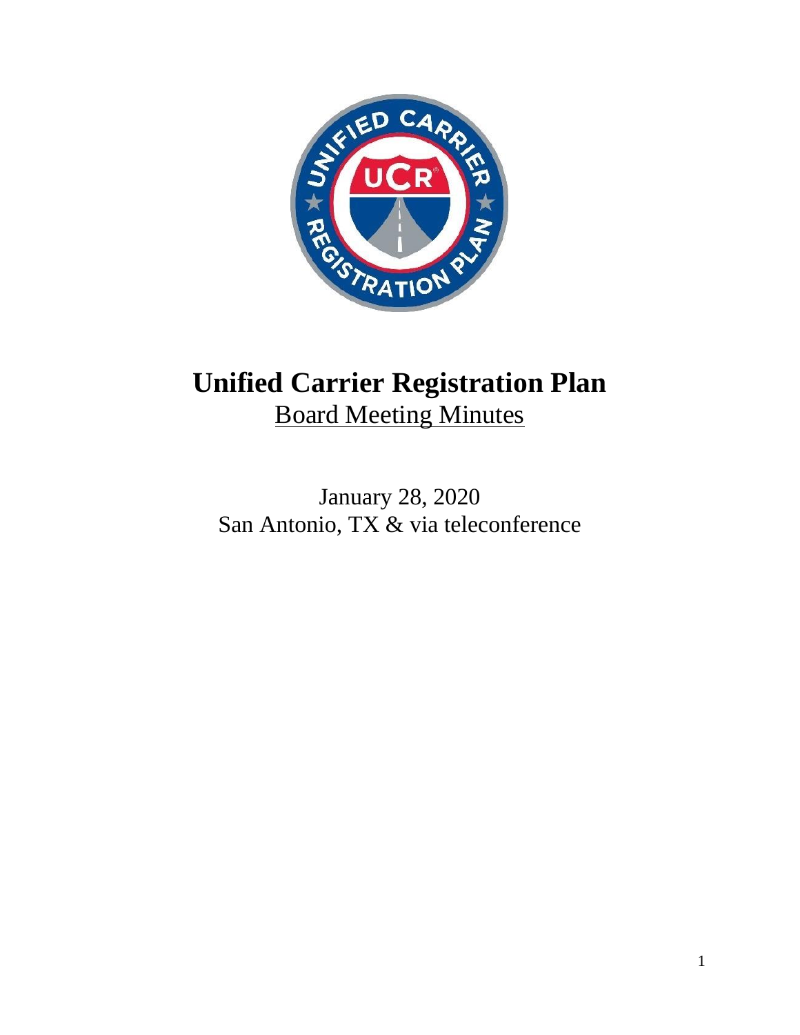# Unified Carrier Registration Plan

Board Meeting Minutes

January 28, 2020
San Antonio, TX & via teleconference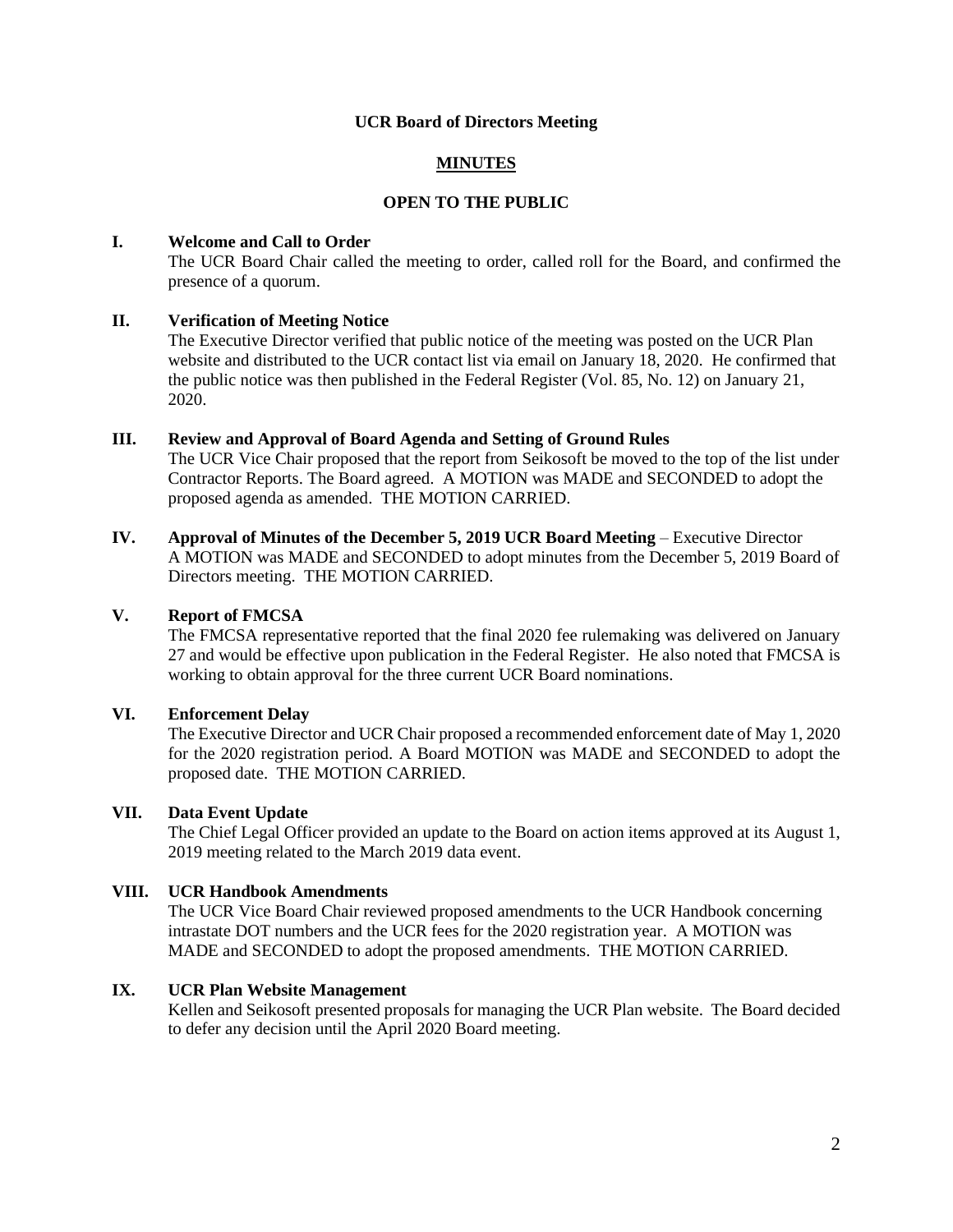**UCR Board of Directors Meeting**

**MINUTES**

**OPEN TO THE PUBLIC**

**I. Welcome and Call to Order**

The UCR Board Chair called the meeting to order, called roll for the Board, and confirmed the presence of a quorum.

**II. Verification of Meeting Notice**

The Executive Director verified that public notice of the meeting was posted on the UCR Plan website and distributed to the UCR contact list via email on January 18, 2020. He confirmed that the public notice was then published in the Federal Register (Vol. 85, No. 12) on January 21, 2020.

**III. Review and Approval of Board Agenda and Setting of Ground Rules**

The UCR Vice Chair proposed that the report from Seikosoft be moved to the top of the list under Contractor Reports. The Board agreed. A MOTION was MADE and SECONDED to adopt the proposed agenda as amended. THE MOTION CARRIED.

**IV. Approval of Minutes of the December 5, 2019 UCR Board Meeting** – Executive Director

A MOTION was MADE and SECONDED to adopt minutes from the December 5, 2019 Board of Directors meeting. THE MOTION CARRIED.

**V. Report of FMCSA**

The FMCSA representative reported that the final 2020 fee rulemaking was delivered on January 27 and would be effective upon publication in the Federal Register. He also noted that FMCSA is working to obtain approval for the three current UCR Board nominations.

**VI. Enforcement Delay**

The Executive Director and UCR Chair proposed a recommended enforcement date of May 1, 2020 for the 2020 registration period. A Board MOTION was MADE and SECONDED to adopt the proposed date. THE MOTION CARRIED.

**VII. Data Event Update**

The Chief Legal Officer provided an update to the Board on action items approved at its August 1, 2019 meeting related to the March 2019 data event.

**VIII. UCR Handbook Amendments**

The UCR Vice Board Chair reviewed proposed amendments to the UCR Handbook concerning intrastate DOT numbers and the UCR fees for the 2020 registration year. A MOTION was MADE and SECONDED to adopt the proposed amendments. THE MOTION CARRIED.

**IX. UCR Plan Website Management**

Kellen and Seikosoft presented proposals for managing the UCR Plan website. The Board decided to defer any decision until the April 2020 Board meeting.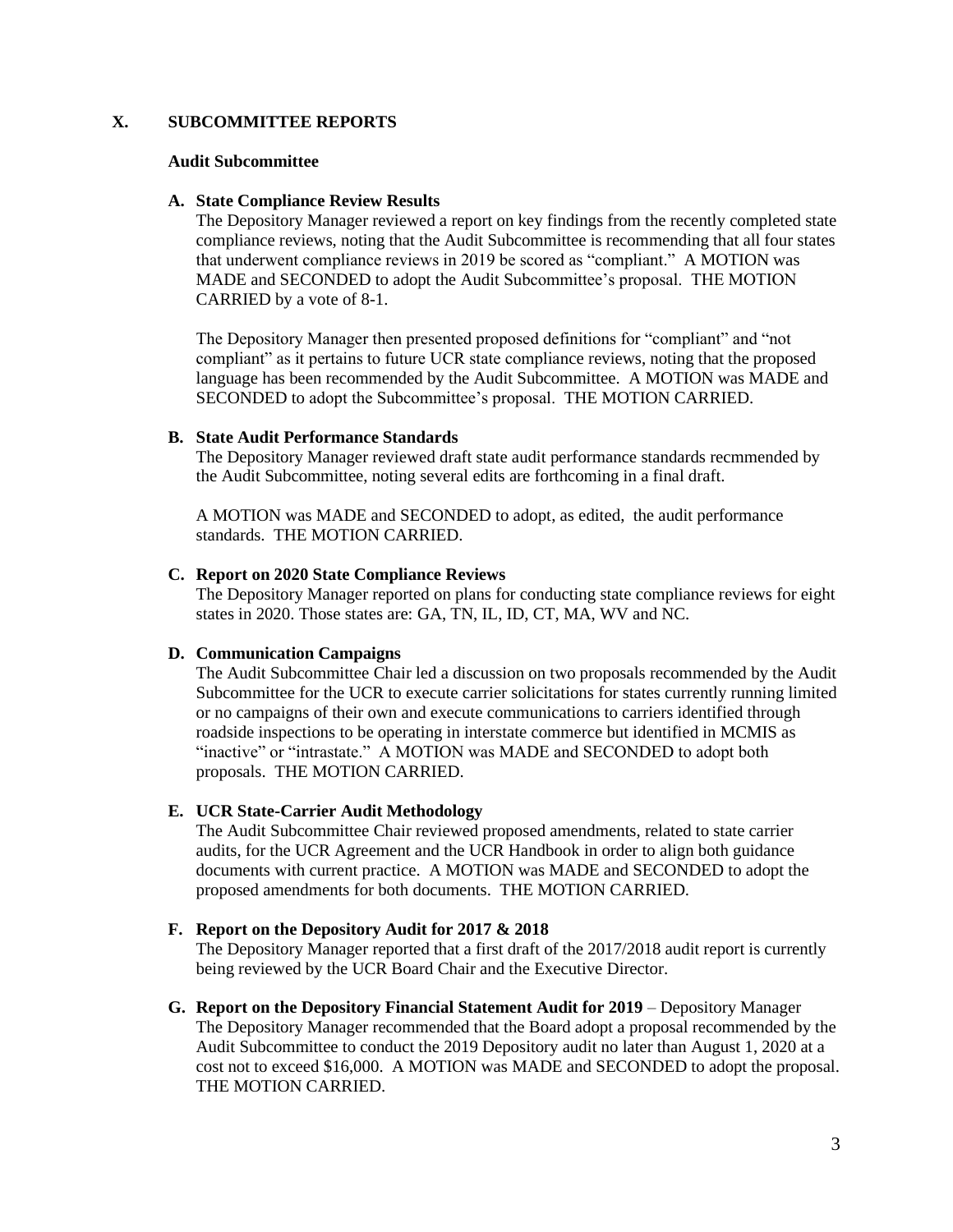## X. SUBCOMMITTEE REPORTS

### Audit Subcommittee

**A. State Compliance Review Results**

The Depository Manager reviewed a report on key findings from the recently completed state compliance reviews, noting that the Audit Subcommittee is recommending that all four states that underwent compliance reviews in 2019 be scored as "compliant." A MOTION was MADE and SECONDED to adopt the Audit Subcommittee's proposal. THE MOTION CARRIED by a vote of 8-1.

The Depository Manager then presented proposed definitions for "compliant" and "not compliant" as it pertains to future UCR state compliance reviews, noting that the proposed language has been recommended by the Audit Subcommittee. A MOTION was MADE and SECONDED to adopt the Subcommittee's proposal. THE MOTION CARRIED.

**B. State Audit Performance Standards**

The Depository Manager reviewed draft state audit performance standards recmmended by the Audit Subcommittee, noting several edits are forthcoming in a final draft.

A MOTION was MADE and SECONDED to adopt, as edited, the audit performance standards. THE MOTION CARRIED.

**C. Report on 2020 State Compliance Reviews**

The Depository Manager reported on plans for conducting state compliance reviews for eight states in 2020. Those states are: GA, TN, IL, ID, CT, MA, WV and NC.

**D. Communication Campaigns**

The Audit Subcommittee Chair led a discussion on two proposals recommended by the Audit Subcommittee for the UCR to execute carrier solicitations for states currently running limited or no campaigns of their own and execute communications to carriers identified through roadside inspections to be operating in interstate commerce but identified in MCMIS as "inactive" or "intrastate." A MOTION was MADE and SECONDED to adopt both proposals. THE MOTION CARRIED.

**E. UCR State-Carrier Audit Methodology**

The Audit Subcommittee Chair reviewed proposed amendments, related to state carrier audits, for the UCR Agreement and the UCR Handbook in order to align both guidance documents with current practice. A MOTION was MADE and SECONDED to adopt the proposed amendments for both documents. THE MOTION CARRIED.

**F. Report on the Depository Audit for 2017 & 2018**

The Depository Manager reported that a first draft of the 2017/2018 audit report is currently being reviewed by the UCR Board Chair and the Executive Director.

**G. Report on the Depository Financial Statement Audit for 2019** – Depository Manager

The Depository Manager recommended that the Board adopt a proposal recommended by the Audit Subcommittee to conduct the 2019 Depository audit no later than August 1, 2020 at a cost not to exceed $16,000. A MOTION was MADE and SECONDED to adopt the proposal. THE MOTION CARRIED.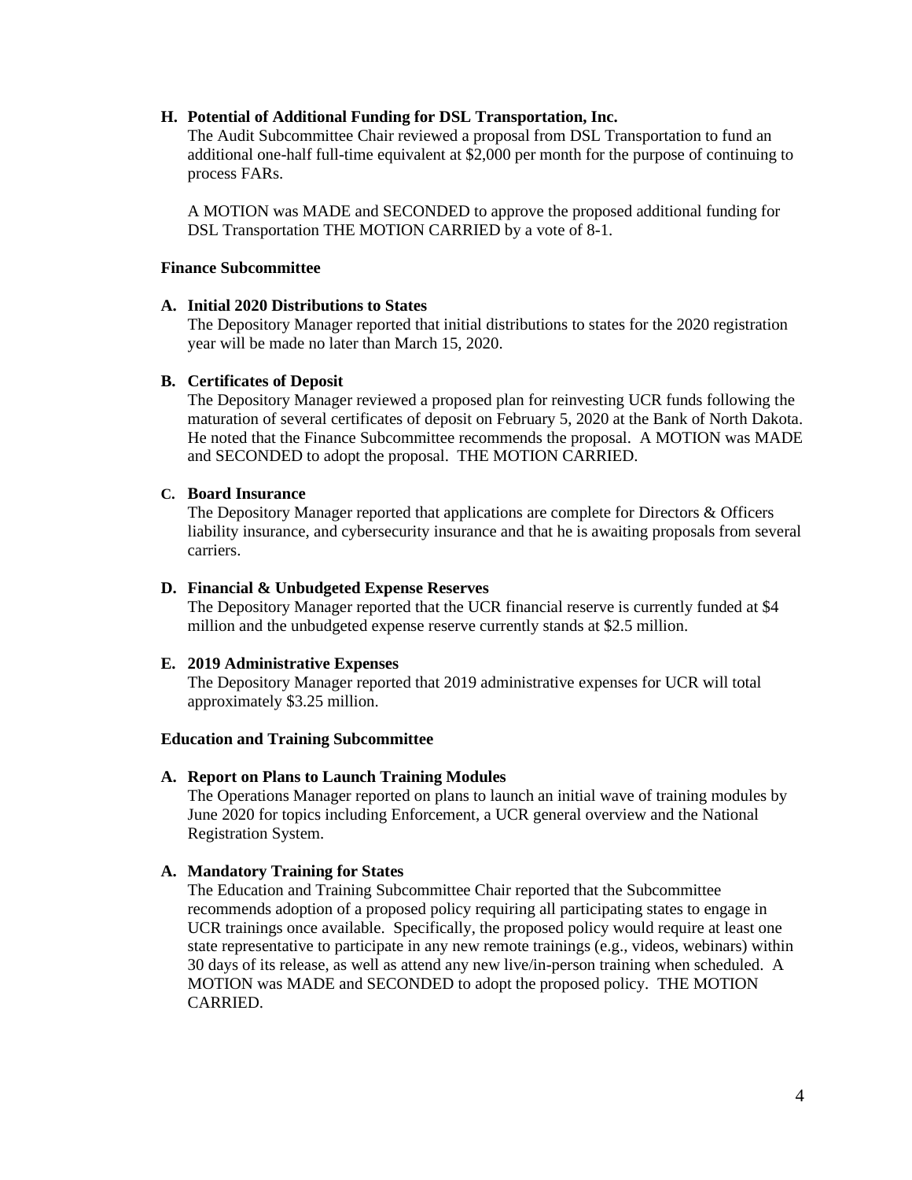**H. Potential of Additional Funding for DSL Transportation, Inc.**

The Audit Subcommittee Chair reviewed a proposal from DSL Transportation to fund an additional one-half full-time equivalent at $2,000 per month for the purpose of continuing to process FARs.

A MOTION was MADE and SECONDED to approve the proposed additional funding for DSL Transportation THE MOTION CARRIED by a vote of 8-1.

**Finance Subcommittee**

**A. Initial 2020 Distributions to States**

The Depository Manager reported that initial distributions to states for the 2020 registration year will be made no later than March 15, 2020.

**B. Certificates of Deposit**

The Depository Manager reviewed a proposed plan for reinvesting UCR funds following the maturation of several certificates of deposit on February 5, 2020 at the Bank of North Dakota. He noted that the Finance Subcommittee recommends the proposal. A MOTION was MADE and SECONDED to adopt the proposal. THE MOTION CARRIED.

**C. Board Insurance**

The Depository Manager reported that applications are complete for Directors & Officers liability insurance, and cybersecurity insurance and that he is awaiting proposals from several carriers.

**D. Financial & Unbudgeted Expense Reserves**

The Depository Manager reported that the UCR financial reserve is currently funded at $4 million and the unbudgeted expense reserve currently stands at $2.5 million.

**E. 2019 Administrative Expenses**

The Depository Manager reported that 2019 administrative expenses for UCR will total approximately $3.25 million.

**Education and Training Subcommittee**

**A. Report on Plans to Launch Training Modules**

The Operations Manager reported on plans to launch an initial wave of training modules by June 2020 for topics including Enforcement, a UCR general overview and the National Registration System.

**A. Mandatory Training for States**

The Education and Training Subcommittee Chair reported that the Subcommittee recommends adoption of a proposed policy requiring all participating states to engage in UCR trainings once available. Specifically, the proposed policy would require at least one state representative to participate in any new remote trainings (e.g., videos, webinars) within 30 days of its release, as well as attend any new live/in-person training when scheduled. A MOTION was MADE and SECONDED to adopt the proposed policy. THE MOTION CARRIED.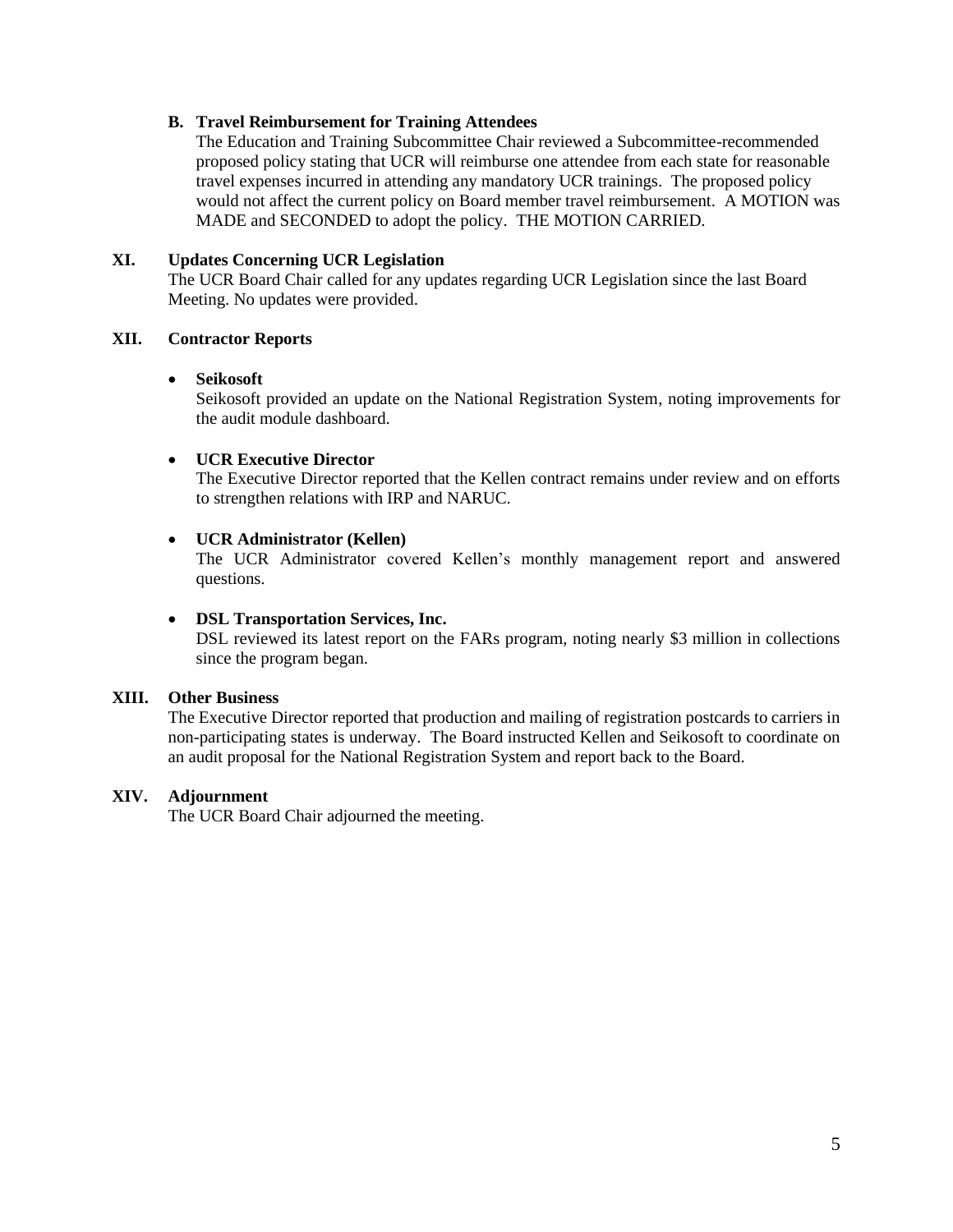### B. Travel Reimbursement for Training Attendees

The Education and Training Subcommittee Chair reviewed a Subcommittee-recommended proposed policy stating that UCR will reimburse one attendee from each state for reasonable travel expenses incurred in attending any mandatory UCR trainings. The proposed policy would not affect the current policy on Board member travel reimbursement. A MOTION was MADE and SECONDED to adopt the policy. THE MOTION CARRIED.

## XI. Updates Concerning UCR Legislation

The UCR Board Chair called for any updates regarding UCR Legislation since the last Board Meeting. No updates were provided.

## XII. Contractor Reports

- **Seikosoft**
  Seikosoft provided an update on the National Registration System, noting improvements for the audit module dashboard.

- **UCR Executive Director**
  The Executive Director reported that the Kellen contract remains under review and on efforts to strengthen relations with IRP and NARUC.

- **UCR Administrator (Kellen)**
  The UCR Administrator covered Kellen's monthly management report and answered questions.

- **DSL Transportation Services, Inc.**
  DSL reviewed its latest report on the FARs program, noting nearly $3 million in collections since the program began.

## XIII. Other Business

The Executive Director reported that production and mailing of registration postcards to carriers in non-participating states is underway. The Board instructed Kellen and Seikosoft to coordinate on an audit proposal for the National Registration System and report back to the Board.

## XIV. Adjournment

The UCR Board Chair adjourned the meeting.